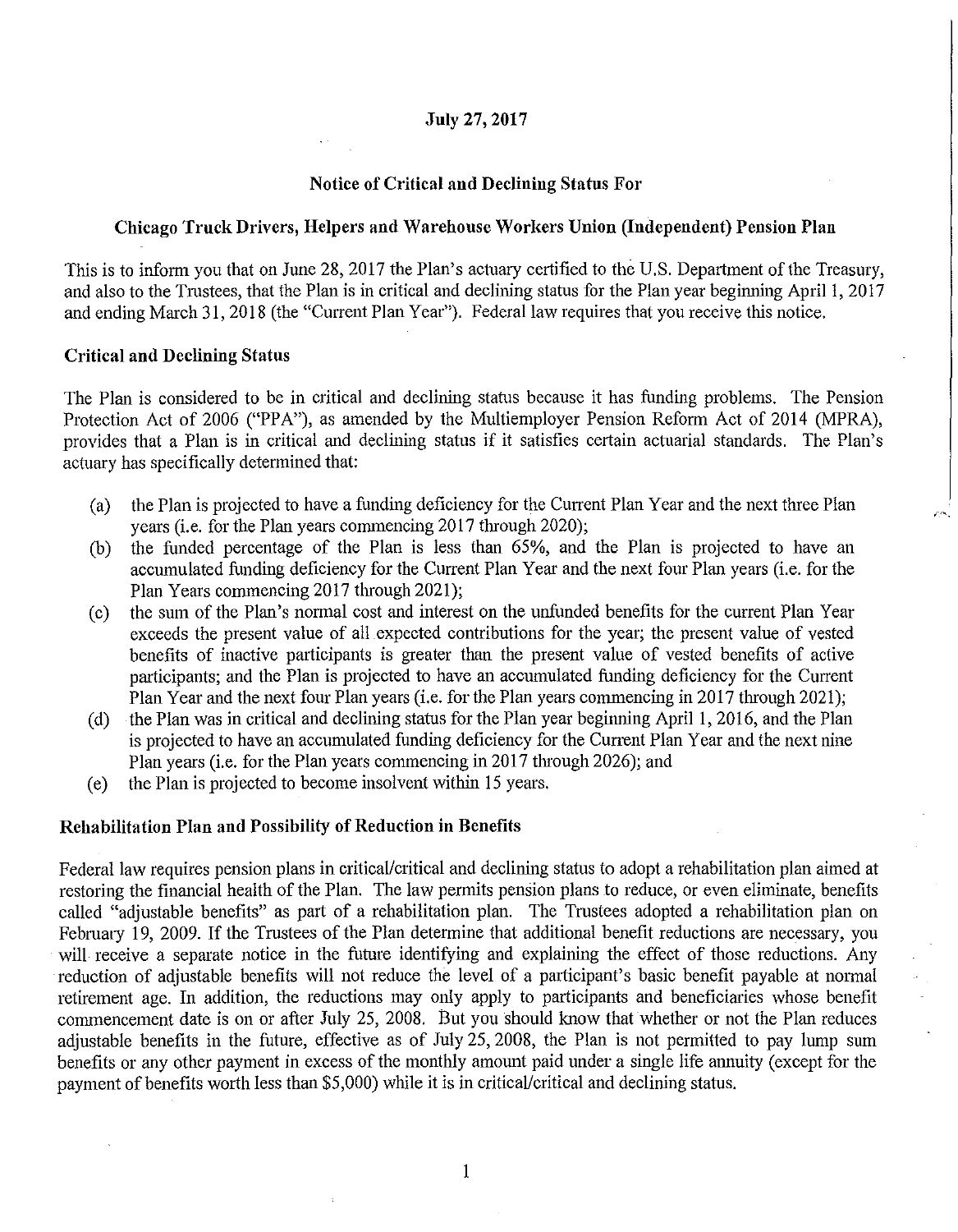**July 27, 2017**

## Notice of Critical and Declining Status For

## Chicago Truck Drivers, Helpers and Warehouse Workers Union (Independent) Pension Plan

This is to inform you that on June 28, 2017 the Plan's actuary certified to the U.S. Department of the Treasury, and also to the Trustees, that the Plan is in critical and declining status for the Plan year beginning April 1, 2017 and ending March 31, 2018 (the "Current Plan Year"). Federal law requires that you receive this notice.

### Critical and Declining Status

The Plan is considered to be in critical and declining status because it has funding problems. The Pension Protection Act of 2006 ("PPA"), as amended by the Multiemployer Pension Reform Act of 2014 (MPRA), provides that a Plan is in critical and declining status if it satisfies certain actuarial standards. The Plan's actuary has specifically determined that:

(a) the Plan is projected to have a funding deficiency for the Current Plan Year and the next three Plan years (i.e. for the Plan years commencing 2017 through 2020);

(b) the funded percentage of the Plan is less than 65%, and the Plan is projected to have an accumulated funding deficiency for the Current Plan Year and the next four Plan years (i.e. for the Plan Years commencing 2017 through 2021);

(c) the sum of the Plan's normal cost and interest on the unfunded benefits for the current Plan Year exceeds the present value of all expected contributions for the year; the present value of vested benefits of inactive participants is greater than the present value of vested benefits of active participants; and the Plan is projected to have an accumulated funding deficiency for the Current Plan Year and the next four Plan years (i.e. for the Plan years commencing in 2017 through 2021);

(d) the Plan was in critical and declining status for the Plan year beginning April 1, 2016, and the Plan is projected to have an accumulated funding deficiency for the Current Plan Year and the next nine Plan years (i.e. for the Plan years commencing in 2017 through 2026); and

(e) the Plan is projected to become insolvent within 15 years.

### Rehabilitation Plan and Possibility of Reduction in Benefits

Federal law requires pension plans in critical/critical and declining status to adopt a rehabilitation plan aimed at restoring the financial health of the Plan. The law permits pension plans to reduce, or even eliminate, benefits called "adjustable benefits" as part of a rehabilitation plan. The Trustees adopted a rehabilitation plan on February 19, 2009. If the Trustees of the Plan determine that additional benefit reductions are necessary, you will receive a separate notice in the future identifying and explaining the effect of those reductions. Any reduction of adjustable benefits will not reduce the level of a participant's basic benefit payable at normal retirement age. In addition, the reductions may only apply to participants and beneficiaries whose benefit commencement date is on or after July 25, 2008. But you should know that whether or not the Plan reduces adjustable benefits in the future, effective as of July 25, 2008, the Plan is not permitted to pay lump sum benefits or any other payment in excess of the monthly amount paid under a single life annuity (except for the payment of benefits worth less than $5,000) while it is in critical/critical and declining status.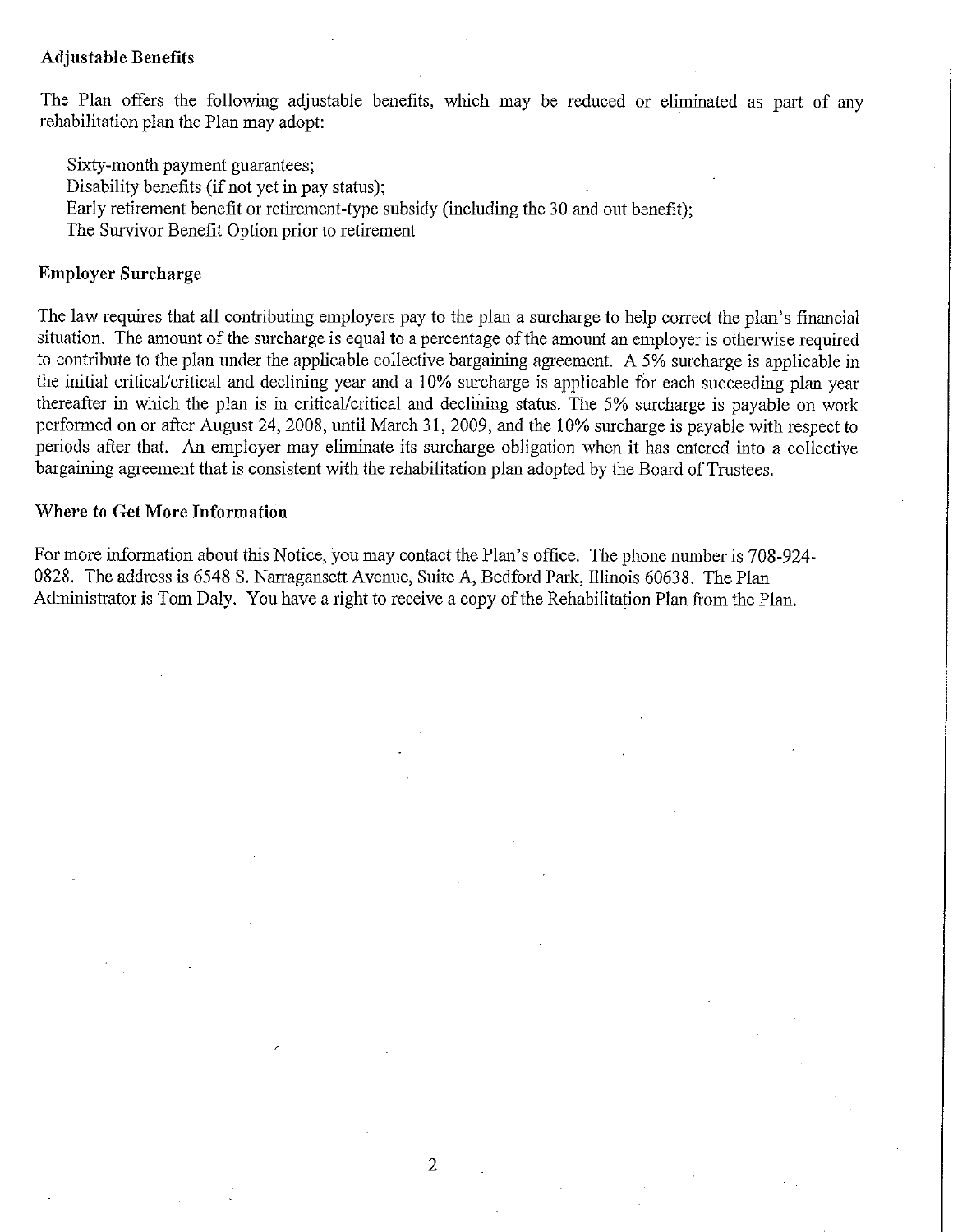## Adjustable Benefits

The Plan offers the following adjustable benefits, which may be reduced or eliminated as part of any rehabilitation plan the Plan may adopt:

Sixty-month payment guarantees;
Disability benefits (if not yet in pay status);
Early retirement benefit or retirement-type subsidy (including the 30 and out benefit);
The Survivor Benefit Option prior to retirement

## Employer Surcharge

The law requires that all contributing employers pay to the plan a surcharge to help correct the plan's financial situation. The amount of the surcharge is equal to a percentage of the amount an employer is otherwise required to contribute to the plan under the applicable collective bargaining agreement. A 5% surcharge is applicable in the initial critical/critical and declining year and a 10% surcharge is applicable for each succeeding plan year thereafter in which the plan is in critical/critical and declining status. The 5% surcharge is payable on work performed on or after August 24, 2008, until March 31, 2009, and the 10% surcharge is payable with respect to periods after that. An employer may eliminate its surcharge obligation when it has entered into a collective bargaining agreement that is consistent with the rehabilitation plan adopted by the Board of Trustees.

## Where to Get More Information

For more information about this Notice, you may contact the Plan's office. The phone number is 708-924-0828. The address is 6548 S. Narragansett Avenue, Suite A, Bedford Park, Illinois 60638. The Plan Administrator is Tom Daly. You have a right to receive a copy of the Rehabilitation Plan from the Plan.